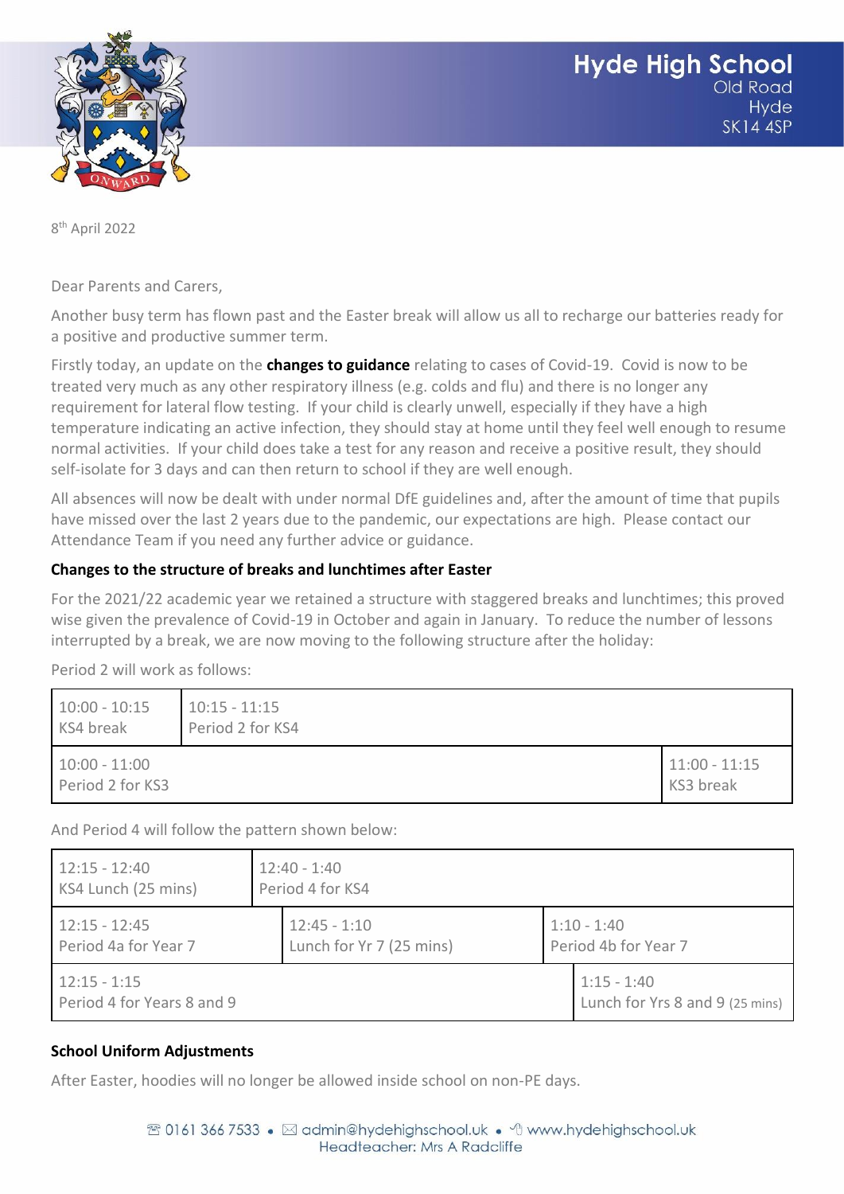# Hyde High School

Old Road
Hyde
SK14 4SP

8th April 2022

Dear Parents and Carers,

Another busy term has flown past and the Easter break will allow us all to recharge our batteries ready for a positive and productive summer term.

Firstly today, an update on the **changes to guidance** relating to cases of Covid-19. Covid is now to be treated very much as any other respiratory illness (e.g. colds and flu) and there is no longer any requirement for lateral flow testing. If your child is clearly unwell, especially if they have a high temperature indicating an active infection, they should stay at home until they feel well enough to resume normal activities. If your child does take a test for any reason and receive a positive result, they should self-isolate for 3 days and can then return to school if they are well enough.

All absences will now be dealt with under normal DfE guidelines and, after the amount of time that pupils have missed over the last 2 years due to the pandemic, our expectations are high. Please contact our Attendance Team if you need any further advice or guidance.

### Changes to the structure of breaks and lunchtimes after Easter

For the 2021/22 academic year we retained a structure with staggered breaks and lunchtimes; this proved wise given the prevalence of Covid-19 in October and again in January. To reduce the number of lessons interrupted by a break, we are now moving to the following structure after the holiday:

Period 2 will work as follows:

| | |
|---|---|
| 10:00 - 10:15 KS4 break | 10:15 - 11:15 Period 2 for KS4 |
| 10:00 - 11:00 Period 2 for KS3 | 11:00 - 11:15 KS3 break |

And Period 4 will follow the pattern shown below:

| | | |
|---|---|---|
| 12:15 - 12:40 KS4 Lunch (25 mins) | 12:40 - 1:40 Period 4 for KS4 | |
| 12:15 - 12:45 Period 4a for Year 7 | 12:45 - 1:10 Lunch for Yr 7 (25 mins) | 1:10 - 1:40 Period 4b for Year 7 |
| 12:15 - 1:15 Period 4 for Years 8 and 9 | 1:15 - 1:40 Lunch for Yrs 8 and 9 (25 mins) | |

### School Uniform Adjustments

After Easter, hoodies will no longer be allowed inside school on non-PE days.

☏ 0161 366 7533 • ✉ admin@hydehighschool.uk • www.hydehighschool.uk
Headteacher: Mrs A Radcliffe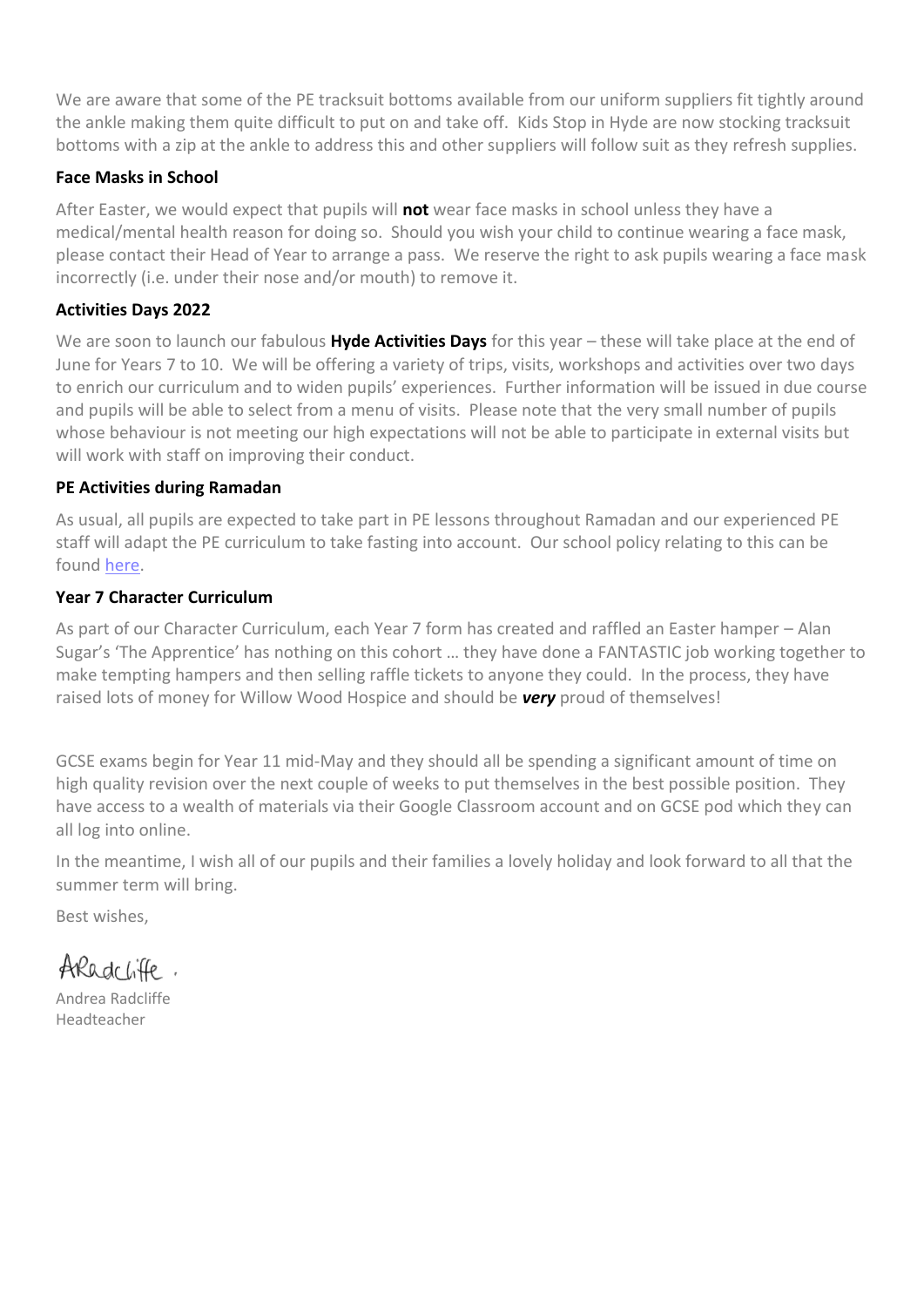We are aware that some of the PE tracksuit bottoms available from our uniform suppliers fit tightly around the ankle making them quite difficult to put on and take off. Kids Stop in Hyde are now stocking tracksuit bottoms with a zip at the ankle to address this and other suppliers will follow suit as they refresh supplies.

### Face Masks in School

After Easter, we would expect that pupils will **not** wear face masks in school unless they have a medical/mental health reason for doing so. Should you wish your child to continue wearing a face mask, please contact their Head of Year to arrange a pass. We reserve the right to ask pupils wearing a face mask incorrectly (i.e. under their nose and/or mouth) to remove it.

### Activities Days 2022

We are soon to launch our fabulous **Hyde Activities Days** for this year – these will take place at the end of June for Years 7 to 10. We will be offering a variety of trips, visits, workshops and activities over two days to enrich our curriculum and to widen pupils' experiences. Further information will be issued in due course and pupils will be able to select from a menu of visits. Please note that the very small number of pupils whose behaviour is not meeting our high expectations will not be able to participate in external visits but will work with staff on improving their conduct.

### PE Activities during Ramadan

As usual, all pupils are expected to take part in PE lessons throughout Ramadan and our experienced PE staff will adapt the PE curriculum to take fasting into account. Our school policy relating to this can be found here.

### Year 7 Character Curriculum

As part of our Character Curriculum, each Year 7 form has created and raffled an Easter hamper – Alan Sugar's 'The Apprentice' has nothing on this cohort … they have done a FANTASTIC job working together to make tempting hampers and then selling raffle tickets to anyone they could. In the process, they have raised lots of money for Willow Wood Hospice and should be ***very*** proud of themselves!

GCSE exams begin for Year 11 mid-May and they should all be spending a significant amount of time on high quality revision over the next couple of weeks to put themselves in the best possible position. They have access to a wealth of materials via their Google Classroom account and on GCSE pod which they can all log into online.

In the meantime, I wish all of our pupils and their families a lovely holiday and look forward to all that the summer term will bring.

Best wishes,

ARadcliffe.

Andrea Radcliffe
Headteacher